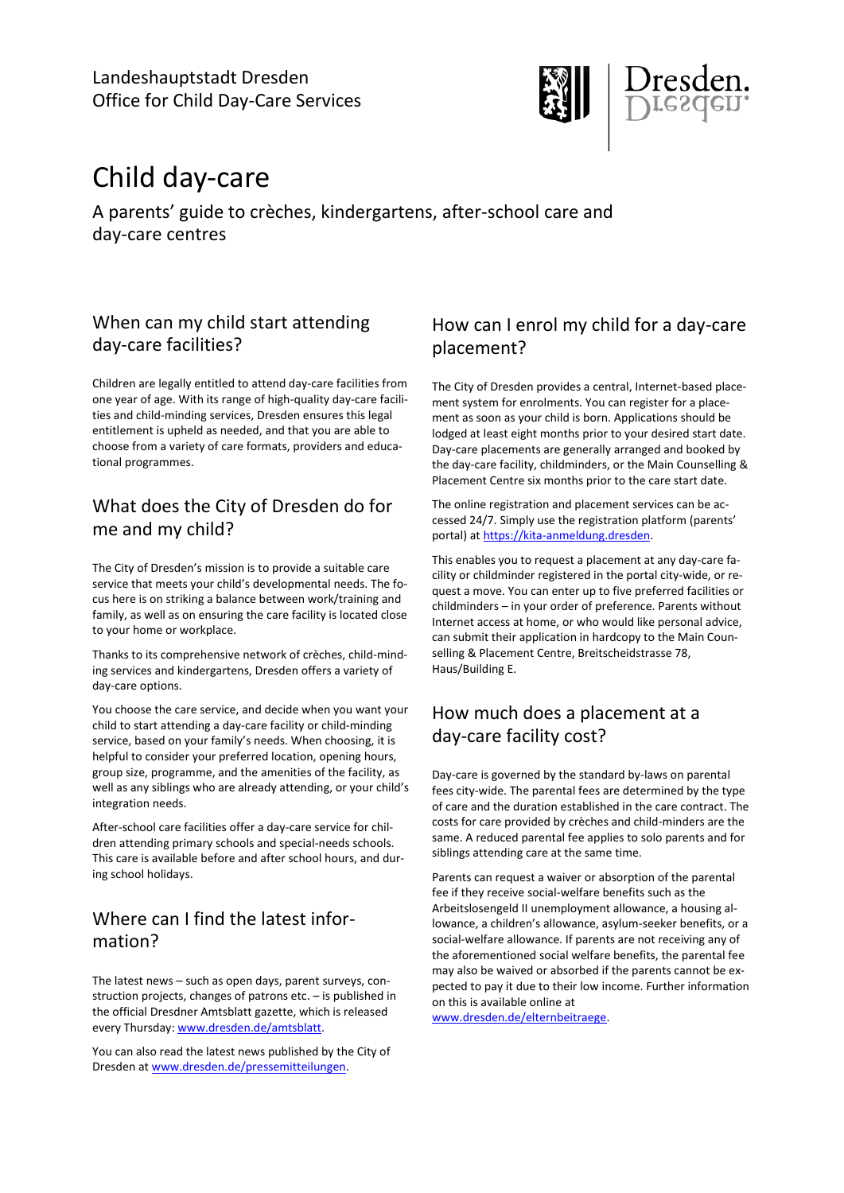Landeshauptstadt Dresden
Office for Child Day-Care Services

# Child day-care

A parents' guide to crèches, kindergartens, after-school care and day-care centres

## When can my child start attending day-care facilities?

Children are legally entitled to attend day-care facilities from one year of age. With its range of high-quality day-care facilities and child-minding services, Dresden ensures this legal entitlement is upheld as needed, and that you are able to choose from a variety of care formats, providers and educational programmes.

## What does the City of Dresden do for me and my child?

The City of Dresden's mission is to provide a suitable care service that meets your child's developmental needs. The focus here is on striking a balance between work/training and family, as well as on ensuring the care facility is located close to your home or workplace.

Thanks to its comprehensive network of crèches, child-minding services and kindergartens, Dresden offers a variety of day-care options.

You choose the care service, and decide when you want your child to start attending a day-care facility or child-minding service, based on your family's needs. When choosing, it is helpful to consider your preferred location, opening hours, group size, programme, and the amenities of the facility, as well as any siblings who are already attending, or your child's integration needs.

After-school care facilities offer a day-care service for children attending primary schools and special-needs schools. This care is available before and after school hours, and during school holidays.

## Where can I find the latest information?

The latest news – such as open days, parent surveys, construction projects, changes of patrons etc. – is published in the official Dresdner Amtsblatt gazette, which is released every Thursday: www.dresden.de/amtsblatt.

You can also read the latest news published by the City of Dresden at www.dresden.de/pressemitteilungen.

## How can I enrol my child for a day-care placement?

The City of Dresden provides a central, Internet-based placement system for enrolments. You can register for a placement as soon as your child is born. Applications should be lodged at least eight months prior to your desired start date. Day-care placements are generally arranged and booked by the day-care facility, childminders, or the Main Counselling & Placement Centre six months prior to the care start date.

The online registration and placement services can be accessed 24/7. Simply use the registration platform (parents' portal) at https://kita-anmeldung.dresden.

This enables you to request a placement at any day-care facility or childminder registered in the portal city-wide, or request a move. You can enter up to five preferred facilities or childminders – in your order of preference. Parents without Internet access at home, or who would like personal advice, can submit their application in hardcopy to the Main Counselling & Placement Centre, Breitscheidstrasse 78, Haus/Building E.

## How much does a placement at a day-care facility cost?

Day-care is governed by the standard by-laws on parental fees city-wide. The parental fees are determined by the type of care and the duration established in the care contract. The costs for care provided by crèches and child-minders are the same. A reduced parental fee applies to solo parents and for siblings attending care at the same time.

Parents can request a waiver or absorption of the parental fee if they receive social-welfare benefits such as the Arbeitslosengeld II unemployment allowance, a housing allowance, a children's allowance, asylum-seeker benefits, or a social-welfare allowance. If parents are not receiving any of the aforementioned social welfare benefits, the parental fee may also be waived or absorbed if the parents cannot be expected to pay it due to their low income. Further information on this is available online at www.dresden.de/elternbeitraege.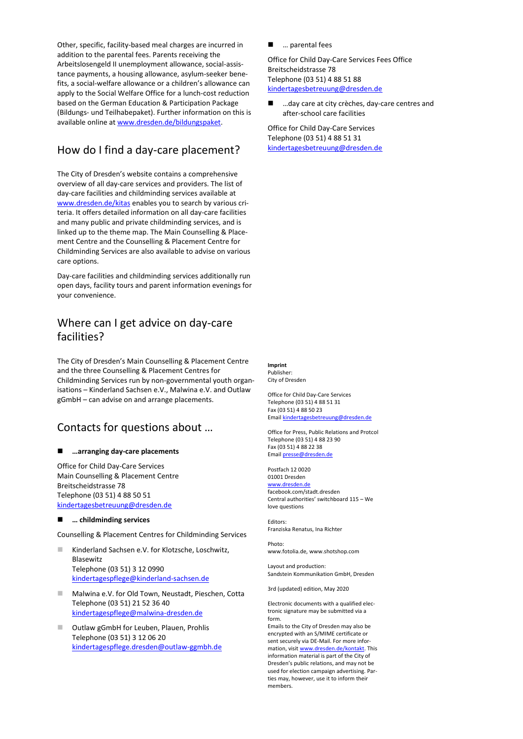Other, specific, facility-based meal charges are incurred in addition to the parental fees. Parents receiving the Arbeitslosengeld II unemployment allowance, social-assistance payments, a housing allowance, asylum-seeker benefits, a social-welfare allowance or a children's allowance can apply to the Social Welfare Office for a lunch-cost reduction based on the German Education & Participation Package (Bildungs- und Teilhabepaket). Further information on this is available online at www.dresden.de/bildungspaket.

## How do I find a day-care placement?

The City of Dresden's website contains a comprehensive overview of all day-care services and providers. The list of day-care facilities and childminding services available at www.dresden.de/kitas enables you to search by various criteria. It offers detailed information on all day-care facilities and many public and private childminding services, and is linked up to the theme map. The Main Counselling & Placement Centre and the Counselling & Placement Centre for Childminding Services are also available to advise on various care options.

Day-care facilities and childminding services additionally run open days, facility tours and parent information evenings for your convenience.

## Where can I get advice on day-care facilities?

The City of Dresden's Main Counselling & Placement Centre and the three Counselling & Placement Centres for Childminding Services run by non-governmental youth organisations – Kinderland Sachsen e.V., Malwina e.V. and Outlaw gGmbH – can advise on and arrange placements.

## Contacts for questions about …

- **…arranging day-care placements**

Office for Child Day-Care Services
Main Counselling & Placement Centre
Breitscheidstrasse 78
Telephone (03 51) 4 88 50 51
kindertagesbetreuung@dresden.de

- **… childminding services**

Counselling & Placement Centres for Childminding Services

- Kinderland Sachsen e.V. for Klotzsche, Loschwitz, Blasewitz
  Telephone (03 51) 3 12 0990
  kindertagespflege@kinderland-sachsen.de
- Malwina e.V. for Old Town, Neustadt, Pieschen, Cotta
  Telephone (03 51) 21 52 36 40
  kindertagespflege@malwina-dresden.de
- Outlaw gGmbH for Leuben, Plauen, Prohlis
  Telephone (03 51) 3 12 06 20
  kindertagespflege.dresden@outlaw-ggmbh.de

- … parental fees

Office for Child Day-Care Services Fees Office
Breitscheidstrasse 78
Telephone (03 51) 4 88 51 88
kindertagesbetreuung@dresden.de

- …day care at city crèches, day-care centres and after-school care facilities

Office for Child Day-Care Services
Telephone (03 51) 4 88 51 31
kindertagesbetreuung@dresden.de

**Imprint**
Publisher:
City of Dresden

Office for Child Day-Care Services
Telephone (03 51) 4 88 51 31
Fax (03 51) 4 88 50 23
Email kindertagesbetreuung@dresden.de

Office for Press, Public Relations and Protcol
Telephone (03 51) 4 88 23 90
Fax (03 51) 4 88 22 38
Email presse@dresden.de

Postfach 12 0020
01001 Dresden
www.dresden.de
facebook.com/stadt.dresden
Central authorities' switchboard 115 – We love questions

Editors:
Franziska Renatus, Ina Richter

Photo:
www.fotolia.de, www.shotshop.com

Layout and production:
Sandstein Kommunikation GmbH, Dresden

3rd (updated) edition, May 2020

Electronic documents with a qualified electronic signature may be submitted via a form.
Emails to the City of Dresden may also be encrypted with an S/MIME certificate or sent securely via DE-Mail. For more information, visit www.dresden.de/kontakt. This information material is part of the City of Dresden's public relations, and may not be used for election campaign advertising. Parties may, however, use it to inform their members.